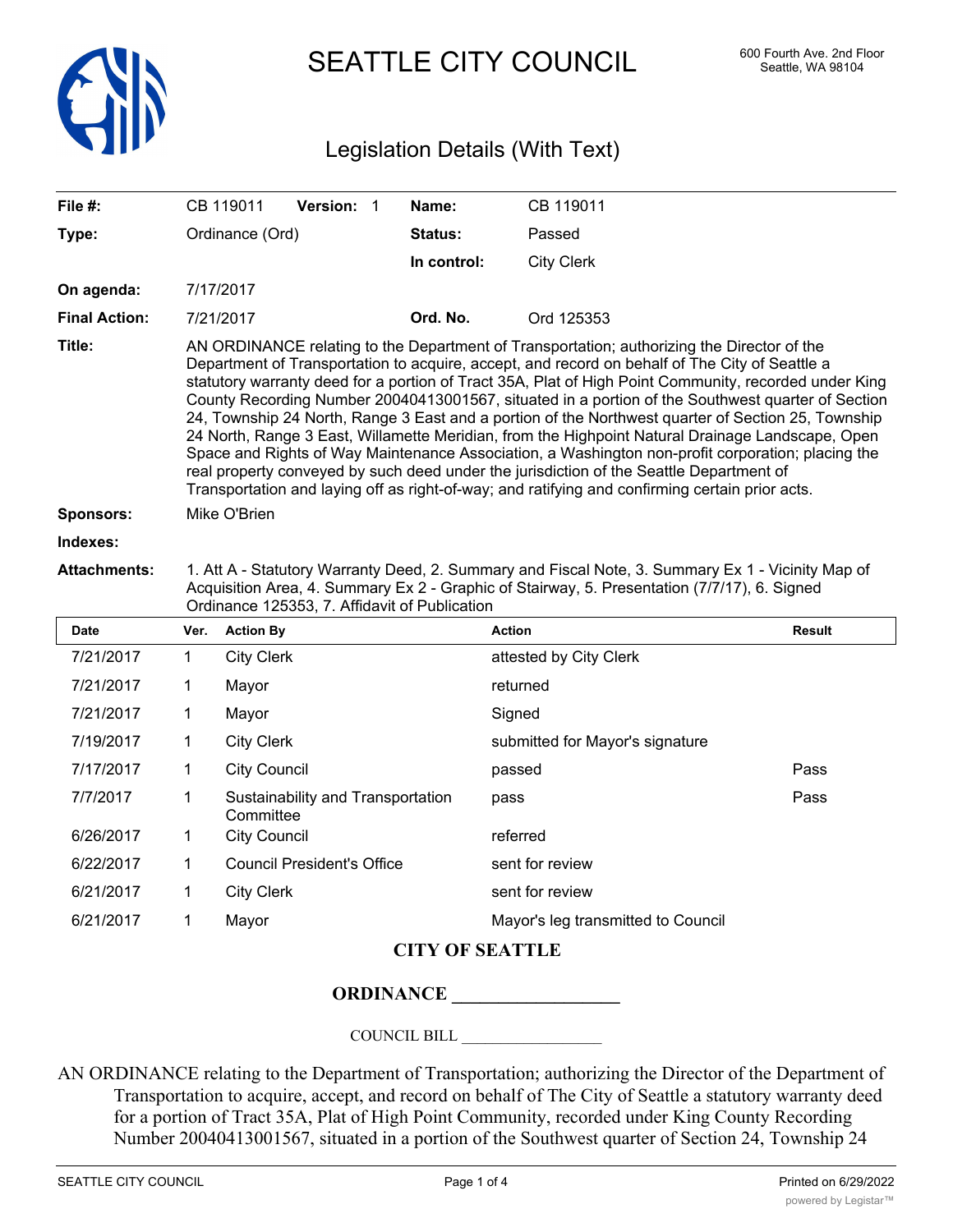# SEATTLE CITY COUNCIL

600 Fourth Ave. 2nd Floor
Seattle, WA 98104

## Legislation Details (With Text)

| | | | | |
|---|---|---|---|---|
| **File #:** | CB 119011 | **Version:** 1 | **Name:** | CB 119011 |
| **Type:** | Ordinance (Ord) | | **Status:** | Passed |
| | | | **In control:** | City Clerk |
| **On agenda:** | 7/17/2017 | | | |
| **Final Action:** | 7/21/2017 | | **Ord. No.** | Ord 125353 |

**Title:** AN ORDINANCE relating to the Department of Transportation; authorizing the Director of the Department of Transportation to acquire, accept, and record on behalf of The City of Seattle a statutory warranty deed for a portion of Tract 35A, Plat of High Point Community, recorded under King County Recording Number 20040413001567, situated in a portion of the Southwest quarter of Section 24, Township 24 North, Range 3 East and a portion of the Northwest quarter of Section 25, Township 24 North, Range 3 East, Willamette Meridian, from the Highpoint Natural Drainage Landscape, Open Space and Rights of Way Maintenance Association, a Washington non-profit corporation; placing the real property conveyed by such deed under the jurisdiction of the Seattle Department of Transportation and laying off as right-of-way; and ratifying and confirming certain prior acts.

**Sponsors:** Mike O'Brien

**Indexes:**

**Attachments:** 1. Att A - Statutory Warranty Deed, 2. Summary and Fiscal Note, 3. Summary Ex 1 - Vicinity Map of Acquisition Area, 4. Summary Ex 2 - Graphic of Stairway, 5. Presentation (7/7/17), 6. Signed Ordinance 125353, 7. Affidavit of Publication

| Date | Ver. | Action By | Action | Result |
|---|---|---|---|---|
| 7/21/2017 | 1 | City Clerk | attested by City Clerk | |
| 7/21/2017 | 1 | Mayor | returned | |
| 7/21/2017 | 1 | Mayor | Signed | |
| 7/19/2017 | 1 | City Clerk | submitted for Mayor's signature | |
| 7/17/2017 | 1 | City Council | passed | Pass |
| 7/7/2017 | 1 | Sustainability and Transportation Committee | pass | Pass |
| 6/26/2017 | 1 | City Council | referred | |
| 6/22/2017 | 1 | Council President's Office | sent for review | |
| 6/21/2017 | 1 | City Clerk | sent for review | |
| 6/21/2017 | 1 | Mayor | Mayor's leg transmitted to Council | |

**CITY OF SEATTLE**

**ORDINANCE \_\_\_\_\_\_\_\_\_\_\_\_\_\_\_\_\_\_**

COUNCIL BILL \_\_\_\_\_\_\_\_\_\_\_\_\_\_\_\_\_\_

AN ORDINANCE relating to the Department of Transportation; authorizing the Director of the Department of Transportation to acquire, accept, and record on behalf of The City of Seattle a statutory warranty deed for a portion of Tract 35A, Plat of High Point Community, recorded under King County Recording Number 20040413001567, situated in a portion of the Southwest quarter of Section 24, Township 24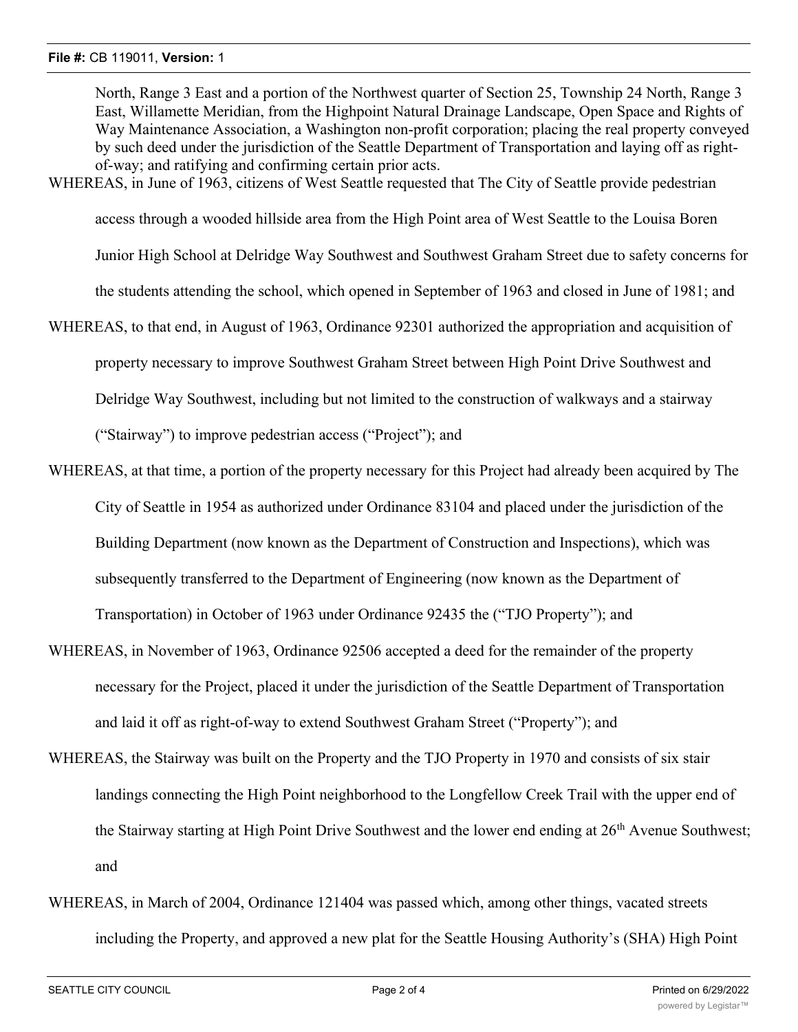North, Range 3 East and a portion of the Northwest quarter of Section 25, Township 24 North, Range 3 East, Willamette Meridian, from the Highpoint Natural Drainage Landscape, Open Space and Rights of Way Maintenance Association, a Washington non-profit corporation; placing the real property conveyed by such deed under the jurisdiction of the Seattle Department of Transportation and laying off as right-of-way; and ratifying and confirming certain prior acts.

WHEREAS, in June of 1963, citizens of West Seattle requested that The City of Seattle provide pedestrian access through a wooded hillside area from the High Point area of West Seattle to the Louisa Boren Junior High School at Delridge Way Southwest and Southwest Graham Street due to safety concerns for the students attending the school, which opened in September of 1963 and closed in June of 1981; and

WHEREAS, to that end, in August of 1963, Ordinance 92301 authorized the appropriation and acquisition of property necessary to improve Southwest Graham Street between High Point Drive Southwest and Delridge Way Southwest, including but not limited to the construction of walkways and a stairway ("Stairway") to improve pedestrian access ("Project"); and

WHEREAS, at that time, a portion of the property necessary for this Project had already been acquired by The City of Seattle in 1954 as authorized under Ordinance 83104 and placed under the jurisdiction of the Building Department (now known as the Department of Construction and Inspections), which was subsequently transferred to the Department of Engineering (now known as the Department of Transportation) in October of 1963 under Ordinance 92435 the ("TJO Property"); and

WHEREAS, in November of 1963, Ordinance 92506 accepted a deed for the remainder of the property necessary for the Project, placed it under the jurisdiction of the Seattle Department of Transportation and laid it off as right-of-way to extend Southwest Graham Street ("Property"); and

WHEREAS, the Stairway was built on the Property and the TJO Property in 1970 and consists of six stair landings connecting the High Point neighborhood to the Longfellow Creek Trail with the upper end of the Stairway starting at High Point Drive Southwest and the lower end ending at 26th Avenue Southwest; and

WHEREAS, in March of 2004, Ordinance 121404 was passed which, among other things, vacated streets including the Property, and approved a new plat for the Seattle Housing Authority's (SHA) High Point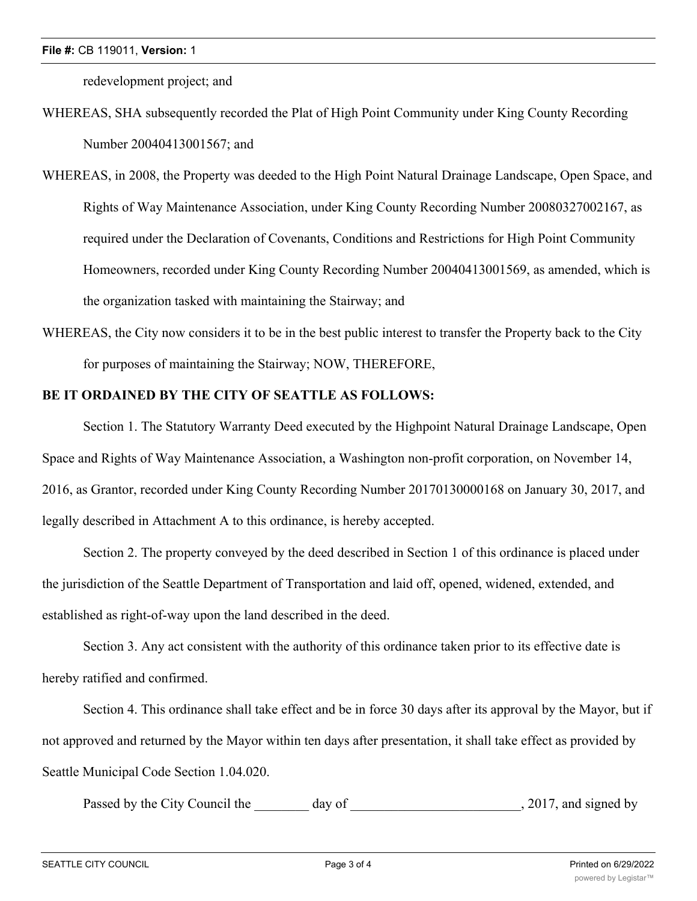redevelopment project; and

WHEREAS, SHA subsequently recorded the Plat of High Point Community under King County Recording Number 20040413001567; and

WHEREAS, in 2008, the Property was deeded to the High Point Natural Drainage Landscape, Open Space, and Rights of Way Maintenance Association, under King County Recording Number 20080327002167, as required under the Declaration of Covenants, Conditions and Restrictions for High Point Community Homeowners, recorded under King County Recording Number 20040413001569, as amended, which is the organization tasked with maintaining the Stairway; and

WHEREAS, the City now considers it to be in the best public interest to transfer the Property back to the City for purposes of maintaining the Stairway; NOW, THEREFORE,

**BE IT ORDAINED BY THE CITY OF SEATTLE AS FOLLOWS:**

Section 1. The Statutory Warranty Deed executed by the Highpoint Natural Drainage Landscape, Open Space and Rights of Way Maintenance Association, a Washington non-profit corporation, on November 14, 2016, as Grantor, recorded under King County Recording Number 20170130000168 on January 30, 2017, and legally described in Attachment A to this ordinance, is hereby accepted.

Section 2. The property conveyed by the deed described in Section 1 of this ordinance is placed under the jurisdiction of the Seattle Department of Transportation and laid off, opened, widened, extended, and established as right-of-way upon the land described in the deed.

Section 3. Any act consistent with the authority of this ordinance taken prior to its effective date is hereby ratified and confirmed.

Section 4. This ordinance shall take effect and be in force 30 days after its approval by the Mayor, but if not approved and returned by the Mayor within ten days after presentation, it shall take effect as provided by Seattle Municipal Code Section 1.04.020.

Passed by the City Council the ________ day of _________________________, 2017, and signed by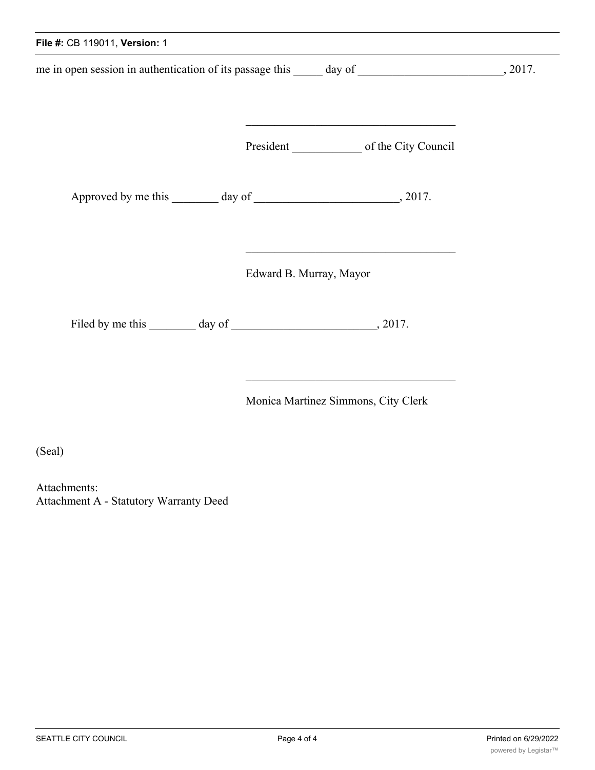me in open session in authentication of its passage this _____ day of _________________________, 2017.

_____________________________________

President ____________ of the City Council

Approved by me this ________ day of _________________________, 2017.

_____________________________________

Edward B. Murray, Mayor

Filed by me this ________ day of _________________________, 2017.

_____________________________________

Monica Martinez Simmons, City Clerk

(Seal)

Attachments:
Attachment A - Statutory Warranty Deed